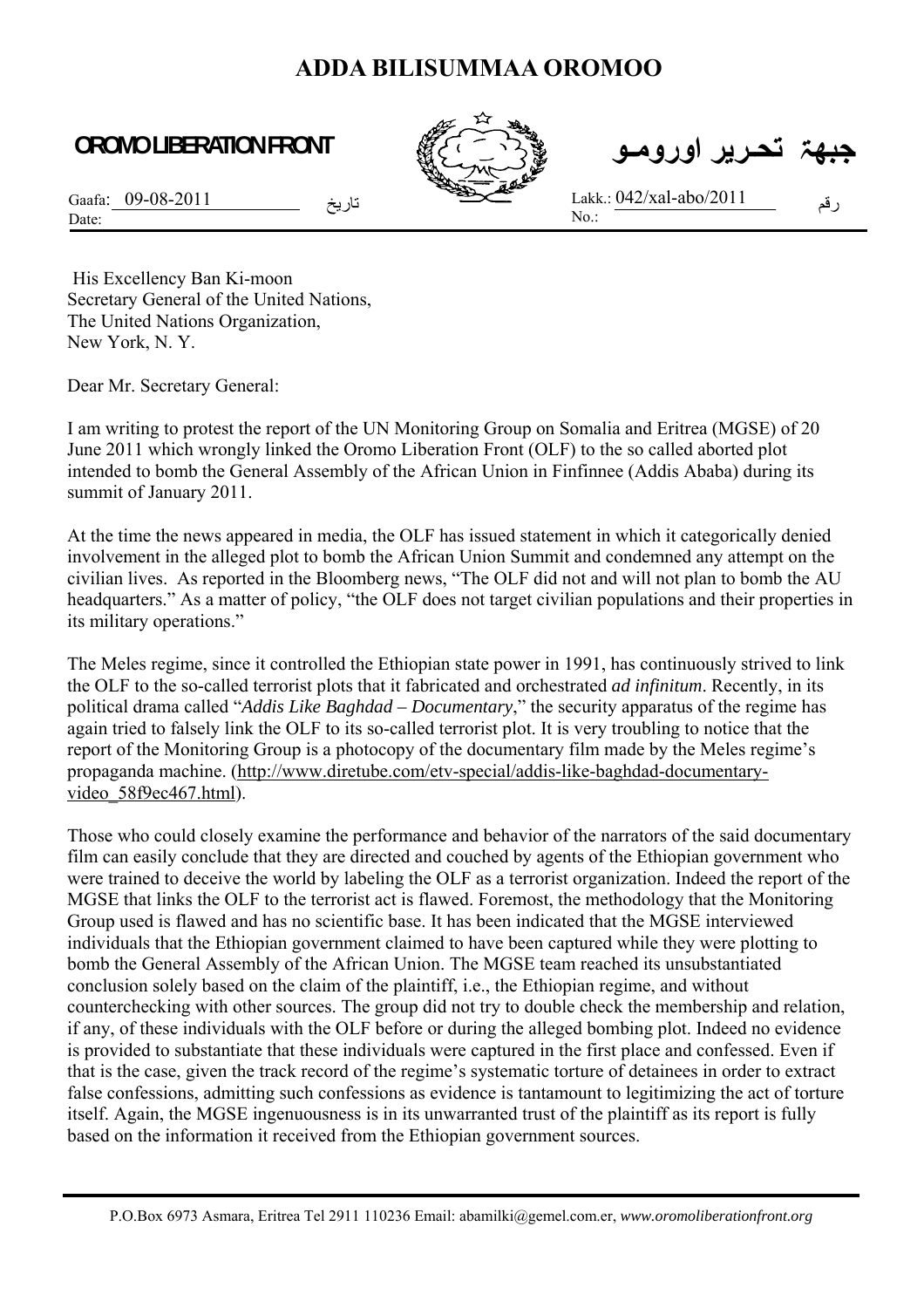# ADDA BILISUMMAA OROMOO

**OROMO LIBERATION FRONT** **جبهة تحرير اورومو**

Gaafa: 09-08-2011 تاريخ
Date:

Lakk.: 042/xal-abo/2011 رقم
No.:

His Excellency Ban Ki-moon
Secretary General of the United Nations,
The United Nations Organization,
New York, N. Y.

Dear Mr. Secretary General:

I am writing to protest the report of the UN Monitoring Group on Somalia and Eritrea (MGSE) of 20 June 2011 which wrongly linked the Oromo Liberation Front (OLF) to the so called aborted plot intended to bomb the General Assembly of the African Union in Finfinnee (Addis Ababa) during its summit of January 2011.

At the time the news appeared in media, the OLF has issued statement in which it categorically denied involvement in the alleged plot to bomb the African Union Summit and condemned any attempt on the civilian lives. As reported in the Bloomberg news, "The OLF did not and will not plan to bomb the AU headquarters." As a matter of policy, "the OLF does not target civilian populations and their properties in its military operations."

The Meles regime, since it controlled the Ethiopian state power in 1991, has continuously strived to link the OLF to the so-called terrorist plots that it fabricated and orchestrated *ad infinitum*. Recently, in its political drama called "*Addis Like Baghdad – Documentary*," the security apparatus of the regime has again tried to falsely link the OLF to its so-called terrorist plot. It is very troubling to notice that the report of the Monitoring Group is a photocopy of the documentary film made by the Meles regime's propaganda machine. (http://www.diretube.com/etv-special/addis-like-baghdad-documentary-video_58f9ec467.html).

Those who could closely examine the performance and behavior of the narrators of the said documentary film can easily conclude that they are directed and couched by agents of the Ethiopian government who were trained to deceive the world by labeling the OLF as a terrorist organization. Indeed the report of the MGSE that links the OLF to the terrorist act is flawed. Foremost, the methodology that the Monitoring Group used is flawed and has no scientific base. It has been indicated that the MGSE interviewed individuals that the Ethiopian government claimed to have been captured while they were plotting to bomb the General Assembly of the African Union. The MGSE team reached its unsubstantiated conclusion solely based on the claim of the plaintiff, i.e., the Ethiopian regime, and without counterchecking with other sources. The group did not try to double check the membership and relation, if any, of these individuals with the OLF before or during the alleged bombing plot. Indeed no evidence is provided to substantiate that these individuals were captured in the first place and confessed. Even if that is the case, given the track record of the regime's systematic torture of detainees in order to extract false confessions, admitting such confessions as evidence is tantamount to legitimizing the act of torture itself. Again, the MGSE ingenuousness is in its unwarranted trust of the plaintiff as its report is fully based on the information it received from the Ethiopian government sources.

P.O.Box 6973 Asmara, Eritrea Tel 2911 110236 Email: abamilki@gemel.com.er, *www.oromoliberationfront.org*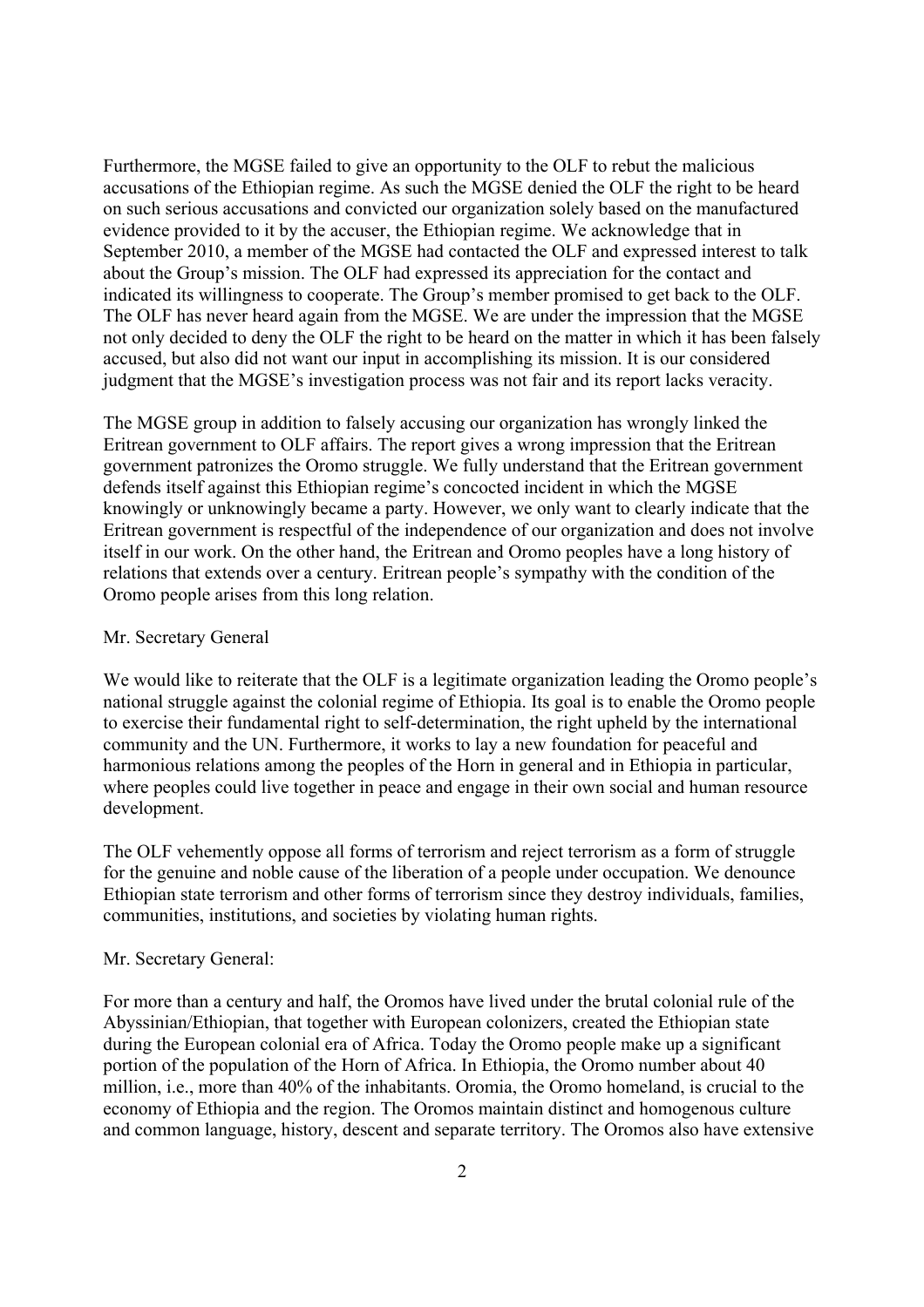Furthermore, the MGSE failed to give an opportunity to the OLF to rebut the malicious accusations of the Ethiopian regime. As such the MGSE denied the OLF the right to be heard on such serious accusations and convicted our organization solely based on the manufactured evidence provided to it by the accuser, the Ethiopian regime. We acknowledge that in September 2010, a member of the MGSE had contacted the OLF and expressed interest to talk about the Group's mission. The OLF had expressed its appreciation for the contact and indicated its willingness to cooperate. The Group's member promised to get back to the OLF. The OLF has never heard again from the MGSE. We are under the impression that the MGSE not only decided to deny the OLF the right to be heard on the matter in which it has been falsely accused, but also did not want our input in accomplishing its mission. It is our considered judgment that the MGSE's investigation process was not fair and its report lacks veracity.

The MGSE group in addition to falsely accusing our organization has wrongly linked the Eritrean government to OLF affairs. The report gives a wrong impression that the Eritrean government patronizes the Oromo struggle. We fully understand that the Eritrean government defends itself against this Ethiopian regime's concocted incident in which the MGSE knowingly or unknowingly became a party. However, we only want to clearly indicate that the Eritrean government is respectful of the independence of our organization and does not involve itself in our work. On the other hand, the Eritrean and Oromo peoples have a long history of relations that extends over a century. Eritrean people's sympathy with the condition of the Oromo people arises from this long relation.

Mr. Secretary General

We would like to reiterate that the OLF is a legitimate organization leading the Oromo people's national struggle against the colonial regime of Ethiopia. Its goal is to enable the Oromo people to exercise their fundamental right to self-determination, the right upheld by the international community and the UN. Furthermore, it works to lay a new foundation for peaceful and harmonious relations among the peoples of the Horn in general and in Ethiopia in particular, where peoples could live together in peace and engage in their own social and human resource development.

The OLF vehemently oppose all forms of terrorism and reject terrorism as a form of struggle for the genuine and noble cause of the liberation of a people under occupation. We denounce Ethiopian state terrorism and other forms of terrorism since they destroy individuals, families, communities, institutions, and societies by violating human rights.

Mr. Secretary General:

For more than a century and half, the Oromos have lived under the brutal colonial rule of the Abyssinian/Ethiopian, that together with European colonizers, created the Ethiopian state during the European colonial era of Africa. Today the Oromo people make up a significant portion of the population of the Horn of Africa. In Ethiopia, the Oromo number about 40 million, i.e., more than 40% of the inhabitants. Oromia, the Oromo homeland, is crucial to the economy of Ethiopia and the region. The Oromos maintain distinct and homogenous culture and common language, history, descent and separate territory. The Oromos also have extensive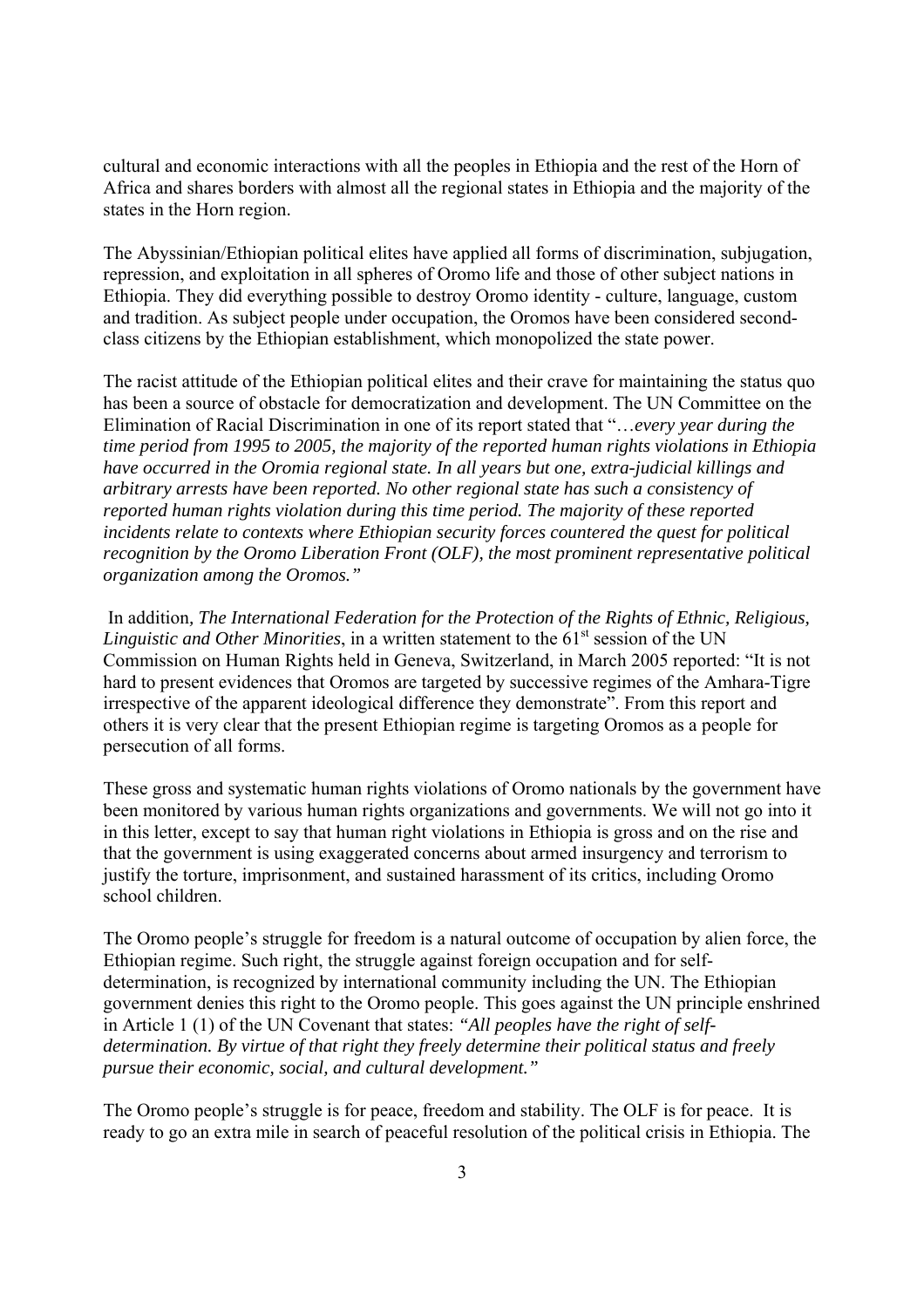cultural and economic interactions with all the peoples in Ethiopia and the rest of the Horn of Africa and shares borders with almost all the regional states in Ethiopia and the majority of the states in the Horn region.

The Abyssinian/Ethiopian political elites have applied all forms of discrimination, subjugation, repression, and exploitation in all spheres of Oromo life and those of other subject nations in Ethiopia. They did everything possible to destroy Oromo identity - culture, language, custom and tradition. As subject people under occupation, the Oromos have been considered second-class citizens by the Ethiopian establishment, which monopolized the state power.

The racist attitude of the Ethiopian political elites and their crave for maintaining the status quo has been a source of obstacle for democratization and development. The UN Committee on the Elimination of Racial Discrimination in one of its report stated that "*…every year during the time period from 1995 to 2005, the majority of the reported human rights violations in Ethiopia have occurred in the Oromia regional state. In all years but one, extra-judicial killings and arbitrary arrests have been reported. No other regional state has such a consistency of reported human rights violation during this time period. The majority of these reported incidents relate to contexts where Ethiopian security forces countered the quest for political recognition by the Oromo Liberation Front (OLF), the most prominent representative political organization among the Oromos."*

In addition, *The International Federation for the Protection of the Rights of Ethnic, Religious, Linguistic and Other Minorities*, in a written statement to the 61st session of the UN Commission on Human Rights held in Geneva, Switzerland, in March 2005 reported: "It is not hard to present evidences that Oromos are targeted by successive regimes of the Amhara-Tigre irrespective of the apparent ideological difference they demonstrate". From this report and others it is very clear that the present Ethiopian regime is targeting Oromos as a people for persecution of all forms.

These gross and systematic human rights violations of Oromo nationals by the government have been monitored by various human rights organizations and governments. We will not go into it in this letter, except to say that human right violations in Ethiopia is gross and on the rise and that the government is using exaggerated concerns about armed insurgency and terrorism to justify the torture, imprisonment, and sustained harassment of its critics, including Oromo school children.

The Oromo people's struggle for freedom is a natural outcome of occupation by alien force, the Ethiopian regime. Such right, the struggle against foreign occupation and for self-determination, is recognized by international community including the UN. The Ethiopian government denies this right to the Oromo people. This goes against the UN principle enshrined in Article 1 (1) of the UN Covenant that states: *"All peoples have the right of self-determination. By virtue of that right they freely determine their political status and freely pursue their economic, social, and cultural development."*

The Oromo people's struggle is for peace, freedom and stability. The OLF is for peace. It is ready to go an extra mile in search of peaceful resolution of the political crisis in Ethiopia. The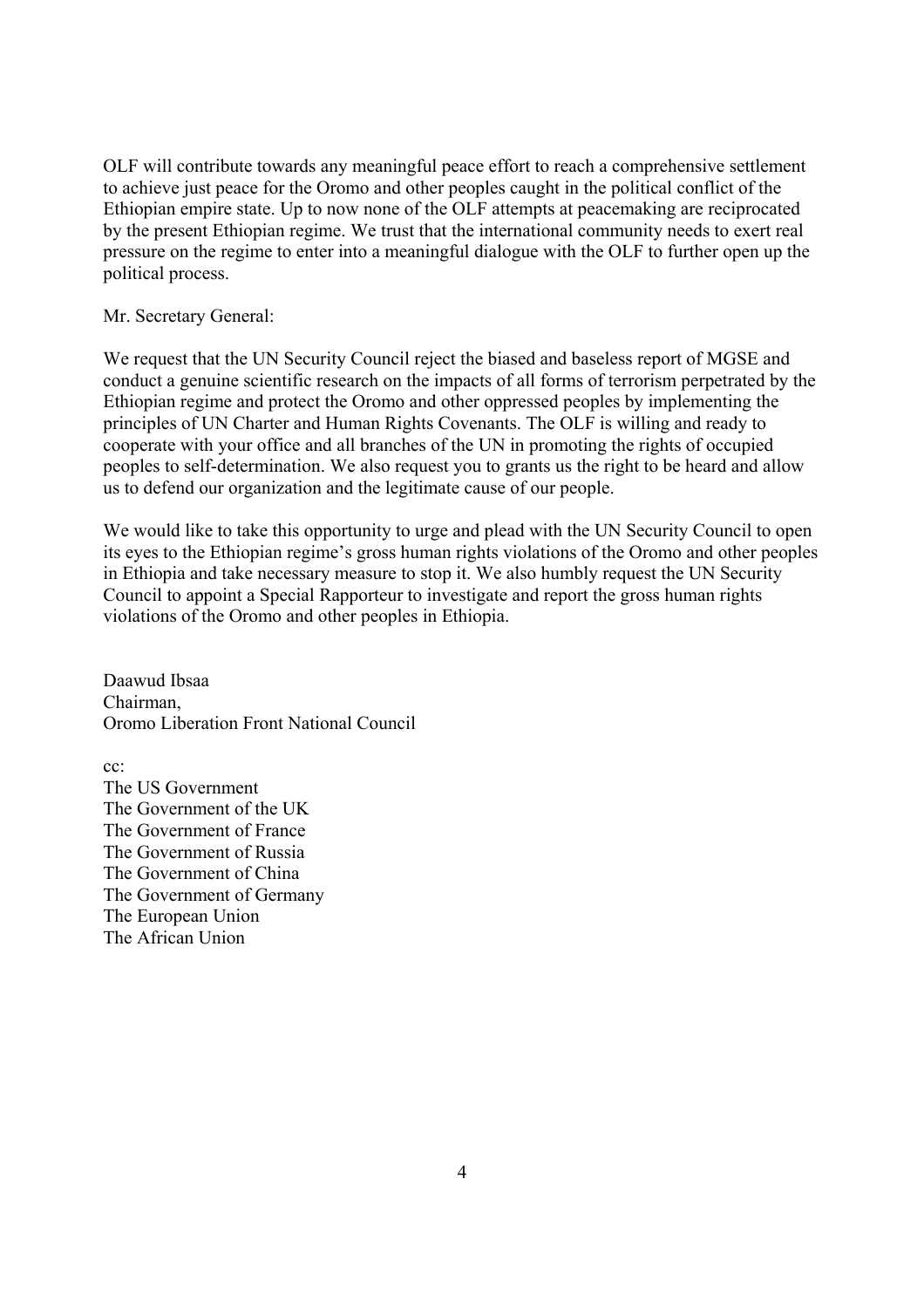OLF will contribute towards any meaningful peace effort to reach a comprehensive settlement to achieve just peace for the Oromo and other peoples caught in the political conflict of the Ethiopian empire state. Up to now none of the OLF attempts at peacemaking are reciprocated by the present Ethiopian regime. We trust that the international community needs to exert real pressure on the regime to enter into a meaningful dialogue with the OLF to further open up the political process.

Mr. Secretary General:

We request that the UN Security Council reject the biased and baseless report of MGSE and conduct a genuine scientific research on the impacts of all forms of terrorism perpetrated by the Ethiopian regime and protect the Oromo and other oppressed peoples by implementing the principles of UN Charter and Human Rights Covenants. The OLF is willing and ready to cooperate with your office and all branches of the UN in promoting the rights of occupied peoples to self-determination. We also request you to grants us the right to be heard and allow us to defend our organization and the legitimate cause of our people.

We would like to take this opportunity to urge and plead with the UN Security Council to open its eyes to the Ethiopian regime's gross human rights violations of the Oromo and other peoples in Ethiopia and take necessary measure to stop it. We also humbly request the UN Security Council to appoint a Special Rapporteur to investigate and report the gross human rights violations of the Oromo and other peoples in Ethiopia.

Daawud Ibsaa
Chairman,
Oromo Liberation Front National Council

cc:
The US Government
The Government of the UK
The Government of France
The Government of Russia
The Government of China
The Government of Germany
The European Union
The African Union